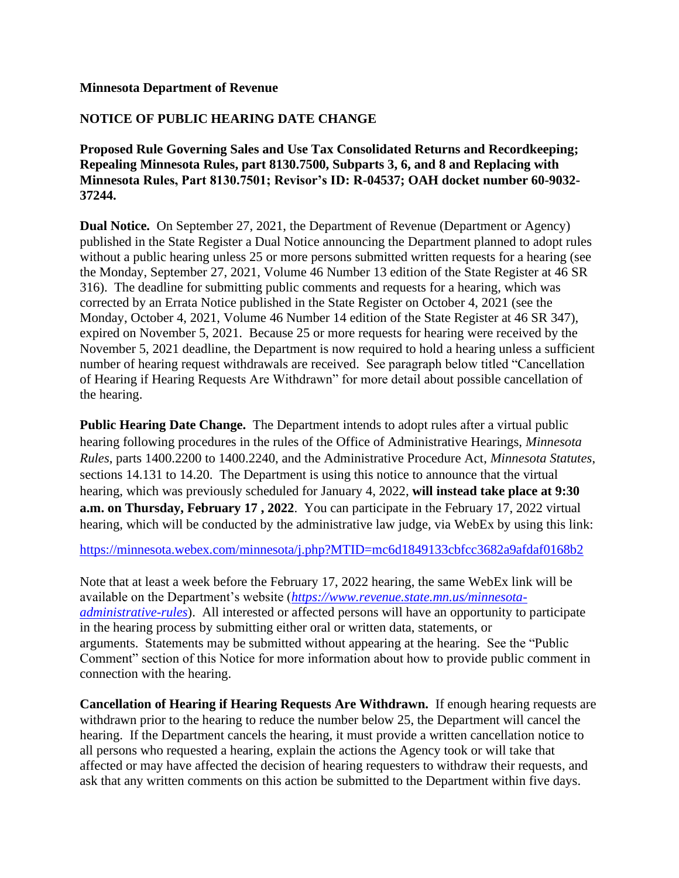**Minnesota Department of Revenue**

**NOTICE OF PUBLIC HEARING DATE CHANGE**

**Proposed Rule Governing Sales and Use Tax Consolidated Returns and Recordkeeping; Repealing Minnesota Rules, part 8130.7500, Subparts 3, 6, and 8 and Replacing with Minnesota Rules, Part 8130.7501; Revisor's ID: R-04537; OAH docket number 60-9032-37244.**

**Dual Notice.** On September 27, 2021, the Department of Revenue (Department or Agency) published in the State Register a Dual Notice announcing the Department planned to adopt rules without a public hearing unless 25 or more persons submitted written requests for a hearing (see the Monday, September 27, 2021, Volume 46 Number 13 edition of the State Register at 46 SR 316). The deadline for submitting public comments and requests for a hearing, which was corrected by an Errata Notice published in the State Register on October 4, 2021 (see the Monday, October 4, 2021, Volume 46 Number 14 edition of the State Register at 46 SR 347), expired on November 5, 2021. Because 25 or more requests for hearing were received by the November 5, 2021 deadline, the Department is now required to hold a hearing unless a sufficient number of hearing request withdrawals are received. See paragraph below titled "Cancellation of Hearing if Hearing Requests Are Withdrawn" for more detail about possible cancellation of the hearing.

**Public Hearing Date Change.** The Department intends to adopt rules after a virtual public hearing following procedures in the rules of the Office of Administrative Hearings, *Minnesota Rules*, parts 1400.2200 to 1400.2240, and the Administrative Procedure Act, *Minnesota Statutes*, sections 14.131 to 14.20. The Department is using this notice to announce that the virtual hearing, which was previously scheduled for January 4, 2022, **will instead take place at 9:30 a.m. on Thursday, February 17 , 2022**. You can participate in the February 17, 2022 virtual hearing, which will be conducted by the administrative law judge, via WebEx by using this link:

https://minnesota.webex.com/minnesota/j.php?MTID=mc6d1849133cbfcc3682a9afdaf0168b2

Note that at least a week before the February 17, 2022 hearing, the same WebEx link will be available on the Department's website (***https://www.revenue.state.mn.us/minnesota-administrative-rules***). All interested or affected persons will have an opportunity to participate in the hearing process by submitting either oral or written data, statements, or arguments. Statements may be submitted without appearing at the hearing. See the "Public Comment" section of this Notice for more information about how to provide public comment in connection with the hearing.

**Cancellation of Hearing if Hearing Requests Are Withdrawn.** If enough hearing requests are withdrawn prior to the hearing to reduce the number below 25, the Department will cancel the hearing. If the Department cancels the hearing, it must provide a written cancellation notice to all persons who requested a hearing, explain the actions the Agency took or will take that affected or may have affected the decision of hearing requesters to withdraw their requests, and ask that any written comments on this action be submitted to the Department within five days.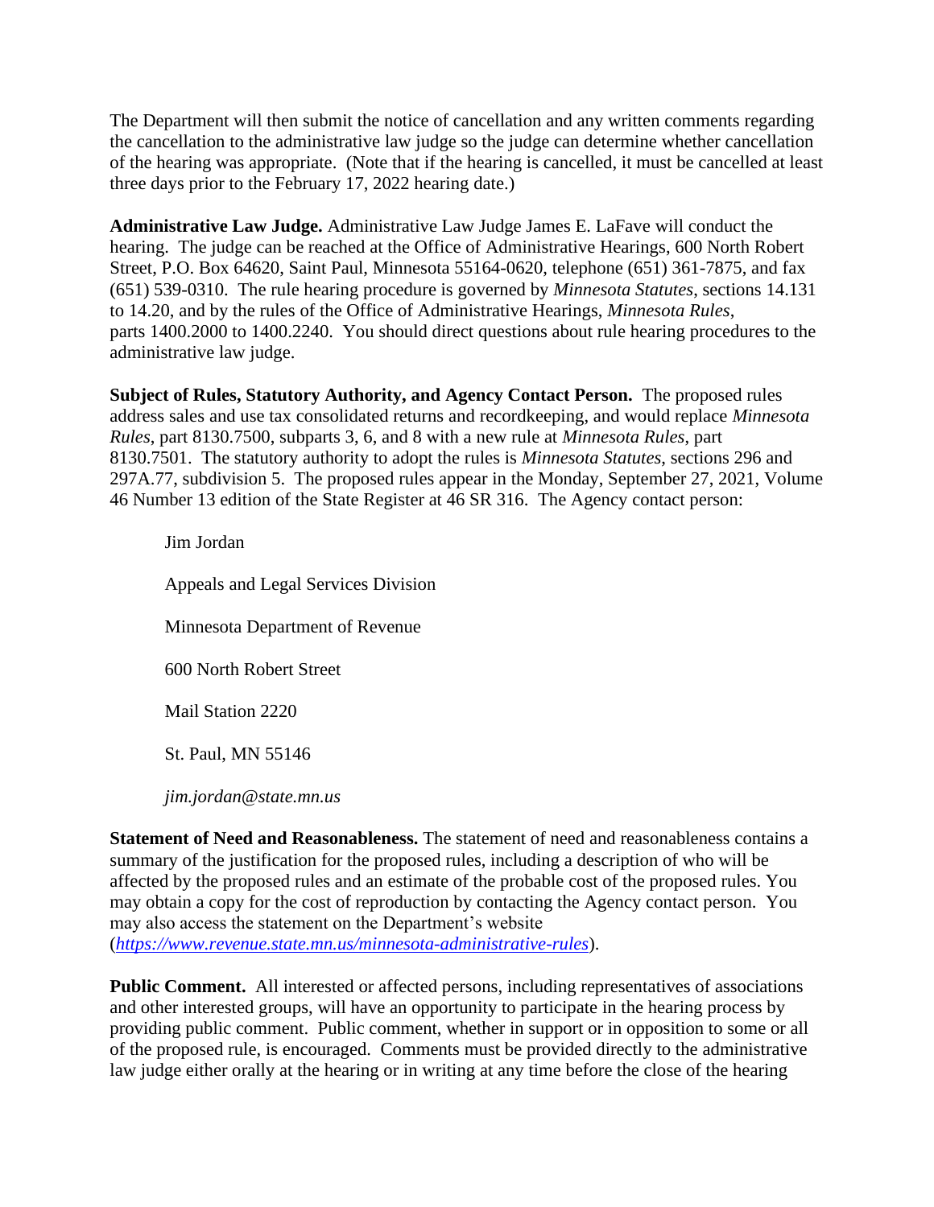The Department will then submit the notice of cancellation and any written comments regarding the cancellation to the administrative law judge so the judge can determine whether cancellation of the hearing was appropriate. (Note that if the hearing is cancelled, it must be cancelled at least three days prior to the February 17, 2022 hearing date.)

**Administrative Law Judge.** Administrative Law Judge James E. LaFave will conduct the hearing. The judge can be reached at the Office of Administrative Hearings, 600 North Robert Street, P.O. Box 64620, Saint Paul, Minnesota 55164-0620, telephone (651) 361-7875, and fax (651) 539-0310. The rule hearing procedure is governed by *Minnesota Statutes*, sections 14.131 to 14.20, and by the rules of the Office of Administrative Hearings, *Minnesota Rules*, parts 1400.2000 to 1400.2240. You should direct questions about rule hearing procedures to the administrative law judge.

**Subject of Rules, Statutory Authority, and Agency Contact Person.** The proposed rules address sales and use tax consolidated returns and recordkeeping, and would replace *Minnesota Rules*, part 8130.7500, subparts 3, 6, and 8 with a new rule at *Minnesota Rules*, part 8130.7501. The statutory authority to adopt the rules is *Minnesota Statutes*, sections 296 and 297A.77, subdivision 5. The proposed rules appear in the Monday, September 27, 2021, Volume 46 Number 13 edition of the State Register at 46 SR 316. The Agency contact person:

Jim Jordan

Appeals and Legal Services Division

Minnesota Department of Revenue

600 North Robert Street

Mail Station 2220

St. Paul, MN 55146

*jim.jordan@state.mn.us*

**Statement of Need and Reasonableness.** The statement of need and reasonableness contains a summary of the justification for the proposed rules, including a description of who will be affected by the proposed rules and an estimate of the probable cost of the proposed rules. You may obtain a copy for the cost of reproduction by contacting the Agency contact person. You may also access the statement on the Department's website (*https://www.revenue.state.mn.us/minnesota-administrative-rules*).

**Public Comment.** All interested or affected persons, including representatives of associations and other interested groups, will have an opportunity to participate in the hearing process by providing public comment. Public comment, whether in support or in opposition to some or all of the proposed rule, is encouraged. Comments must be provided directly to the administrative law judge either orally at the hearing or in writing at any time before the close of the hearing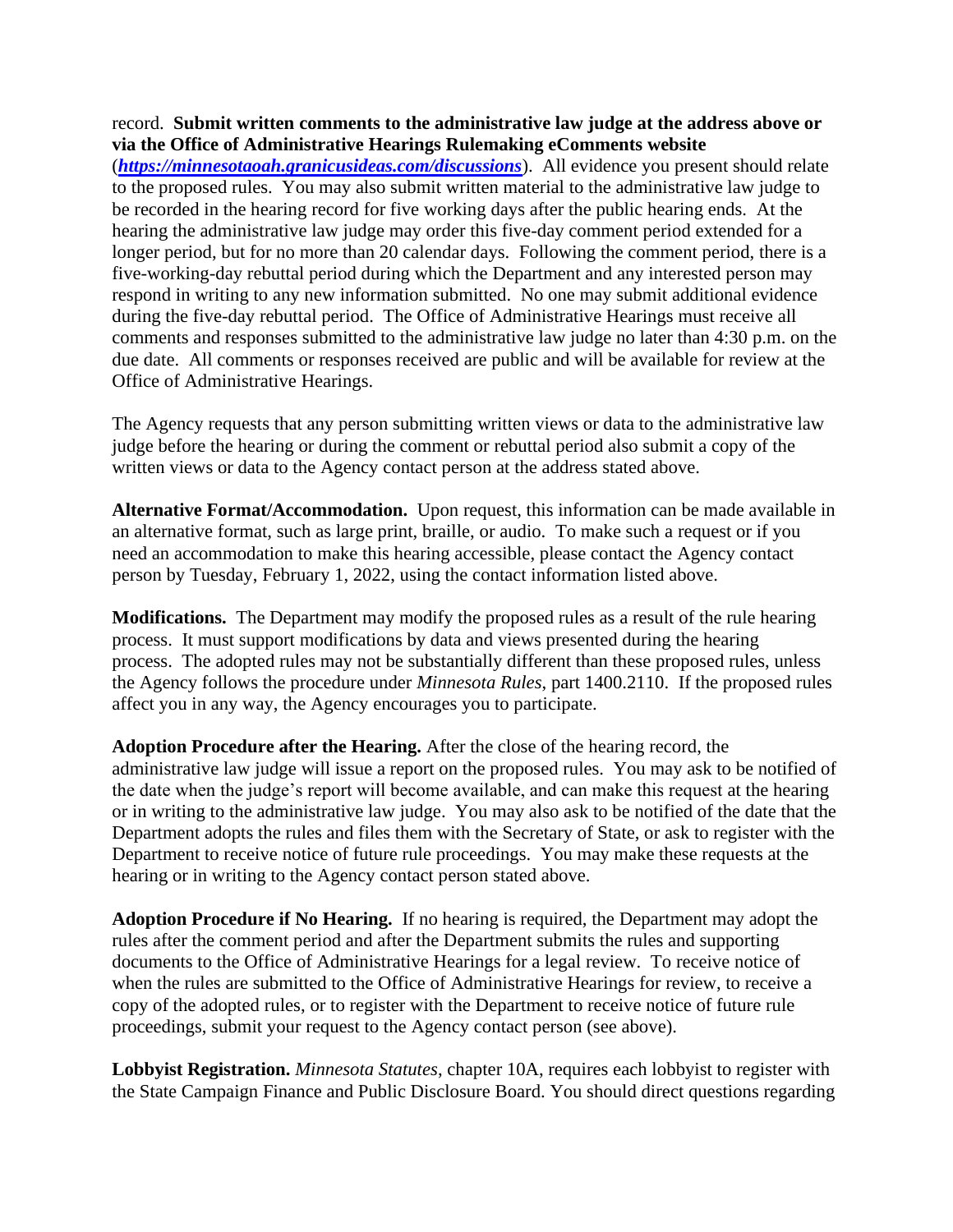record. **Submit written comments to the administrative law judge at the address above or via the Office of Administrative Hearings Rulemaking eComments website** (***https://minnesotaoah.granicusideas.com/discussions***). All evidence you present should relate to the proposed rules. You may also submit written material to the administrative law judge to be recorded in the hearing record for five working days after the public hearing ends. At the hearing the administrative law judge may order this five-day comment period extended for a longer period, but for no more than 20 calendar days. Following the comment period, there is a five-working-day rebuttal period during which the Department and any interested person may respond in writing to any new information submitted. No one may submit additional evidence during the five-day rebuttal period. The Office of Administrative Hearings must receive all comments and responses submitted to the administrative law judge no later than 4:30 p.m. on the due date. All comments or responses received are public and will be available for review at the Office of Administrative Hearings.

The Agency requests that any person submitting written views or data to the administrative law judge before the hearing or during the comment or rebuttal period also submit a copy of the written views or data to the Agency contact person at the address stated above.

**Alternative Format/Accommodation.** Upon request, this information can be made available in an alternative format, such as large print, braille, or audio. To make such a request or if you need an accommodation to make this hearing accessible, please contact the Agency contact person by Tuesday, February 1, 2022, using the contact information listed above.

**Modifications.** The Department may modify the proposed rules as a result of the rule hearing process. It must support modifications by data and views presented during the hearing process. The adopted rules may not be substantially different than these proposed rules, unless the Agency follows the procedure under *Minnesota Rules*, part 1400.2110. If the proposed rules affect you in any way, the Agency encourages you to participate.

**Adoption Procedure after the Hearing.** After the close of the hearing record, the administrative law judge will issue a report on the proposed rules. You may ask to be notified of the date when the judge's report will become available, and can make this request at the hearing or in writing to the administrative law judge. You may also ask to be notified of the date that the Department adopts the rules and files them with the Secretary of State, or ask to register with the Department to receive notice of future rule proceedings. You may make these requests at the hearing or in writing to the Agency contact person stated above.

**Adoption Procedure if No Hearing.** If no hearing is required, the Department may adopt the rules after the comment period and after the Department submits the rules and supporting documents to the Office of Administrative Hearings for a legal review. To receive notice of when the rules are submitted to the Office of Administrative Hearings for review, to receive a copy of the adopted rules, or to register with the Department to receive notice of future rule proceedings, submit your request to the Agency contact person (see above).

**Lobbyist Registration.** *Minnesota Statutes*, chapter 10A, requires each lobbyist to register with the State Campaign Finance and Public Disclosure Board. You should direct questions regarding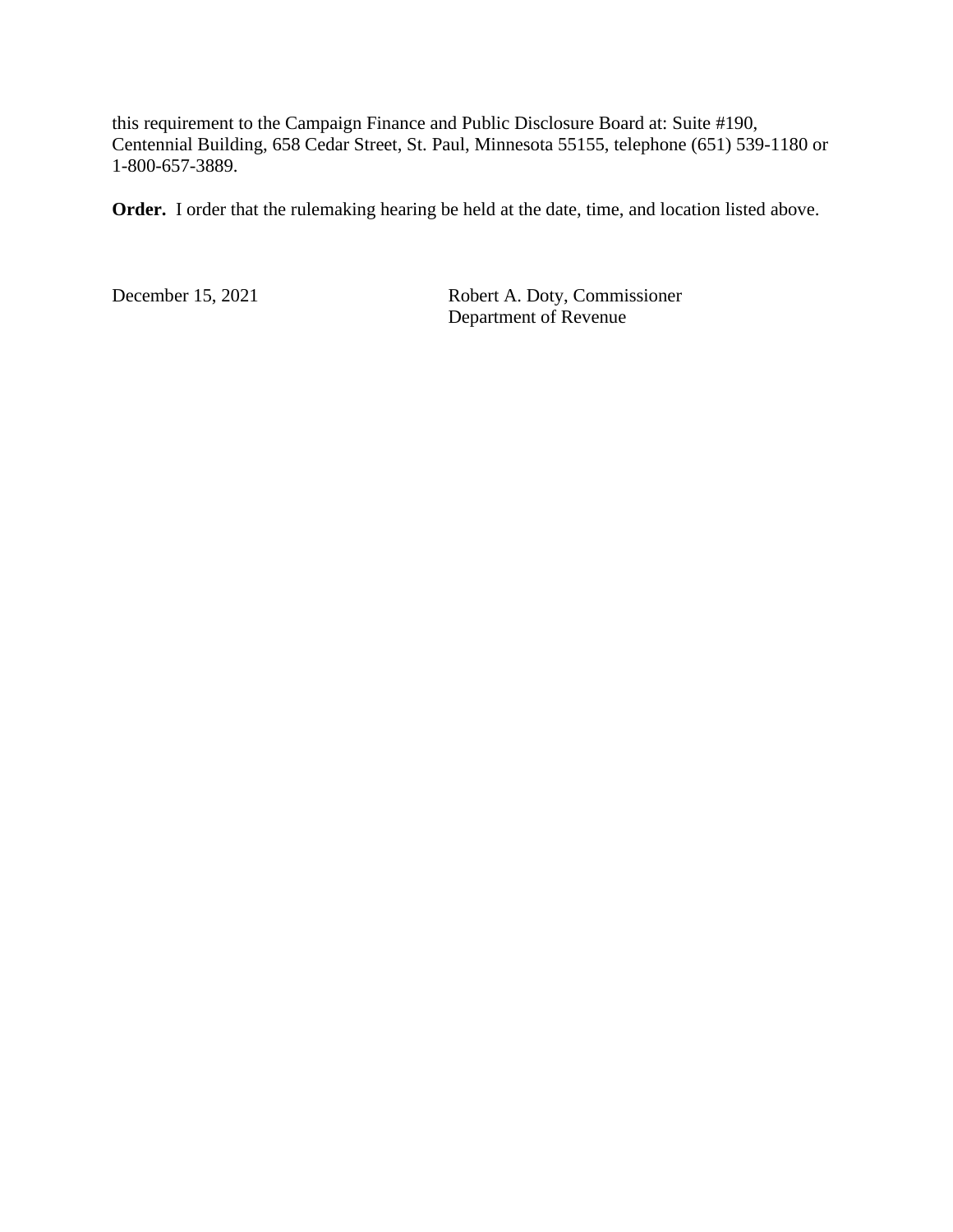this requirement to the Campaign Finance and Public Disclosure Board at: Suite #190, Centennial Building, 658 Cedar Street, St. Paul, Minnesota 55155, telephone (651) 539-1180 or 1-800-657-3889.

**Order.** I order that the rulemaking hearing be held at the date, time, and location listed above.

December 15, 2021

Robert A. Doty, Commissioner
Department of Revenue